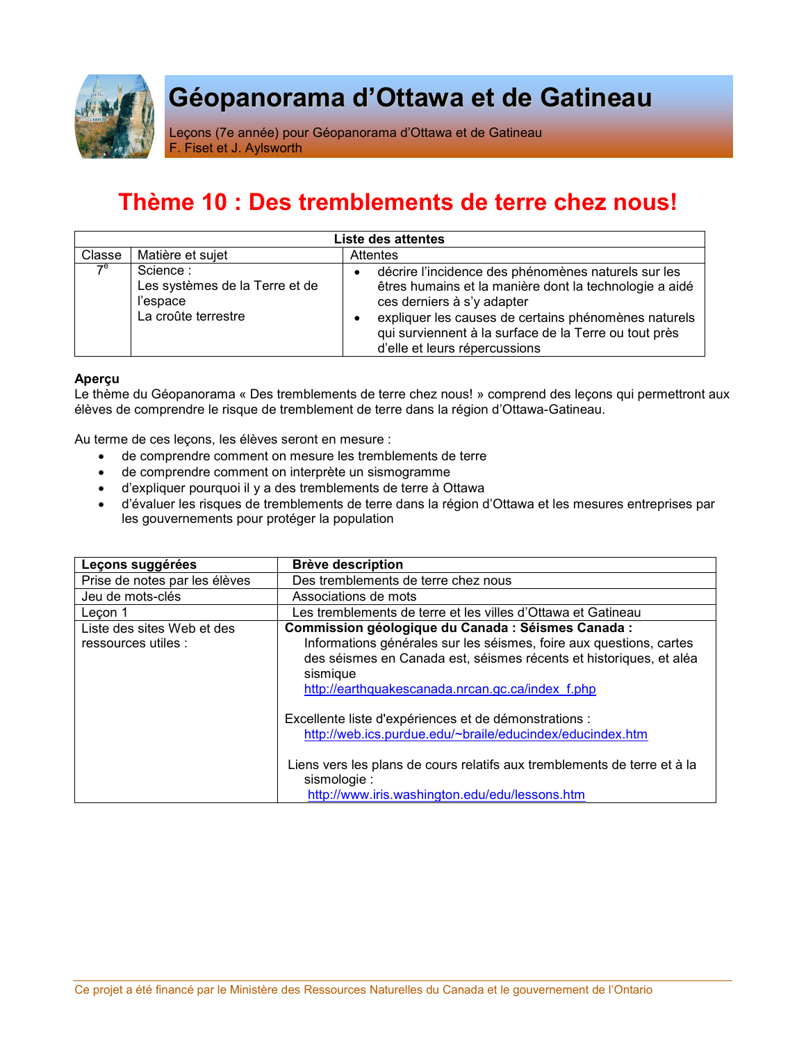# Géopanorama d'Ottawa et de Gatineau

Leçons (7e année) pour Géopanorama d'Ottawa et de Gatineau
F. Fiset et J. Aylsworth

## Thème 10 : Des tremblements de terre chez nous!

| Liste des attentes | | |
|---|---|---|
| Classe | Matière et sujet | Attentes |
| 7e | Science : Les systèmes de la Terre et de l'espace La croûte terrestre | • décrire l'incidence des phénomènes naturels sur les êtres humains et la manière dont la technologie a aidé ces derniers à s'y adapter<br>• expliquer les causes de certains phénomènes naturels qui surviennent à la surface de la Terre ou tout près d'elle et leurs répercussions |

**Aperçu**
Le thème du Géopanorama « Des tremblements de terre chez nous! » comprend des leçons qui permettront aux élèves de comprendre le risque de tremblement de terre dans la région d'Ottawa-Gatineau.

Au terme de ces leçons, les élèves seront en mesure :

- de comprendre comment on mesure les tremblements de terre
- de comprendre comment on interprète un sismogramme
- d'expliquer pourquoi il y a des tremblements de terre à Ottawa
- d'évaluer les risques de tremblements de terre dans la région d'Ottawa et les mesures entreprises par les gouvernements pour protéger la population

| Leçons suggérées | Brève description |
|---|---|
| Prise de notes par les élèves | Des tremblements de terre chez nous |
| Jeu de mots-clés | Associations de mots |
| Leçon 1 | Les tremblements de terre et les villes d'Ottawa et Gatineau |
| Liste des sites Web et des ressources utiles : | **Commission géologique du Canada : Séismes Canada :** Informations générales sur les séismes, foire aux questions, cartes des séismes en Canada est, séismes récents et historiques, et aléa sismique http://earthquakescanada.nrcan.gc.ca/index_f.php<br><br>Excellente liste d'expériences et de démonstrations : http://web.ics.purdue.edu/~braile/educindex/educindex.htm<br><br>Liens vers les plans de cours relatifs aux tremblements de terre et à la sismologie : http://www.iris.washington.edu/edu/lessons.htm |

Ce projet a été financé par le Ministère des Ressources Naturelles du Canada et le gouvernement de l'Ontario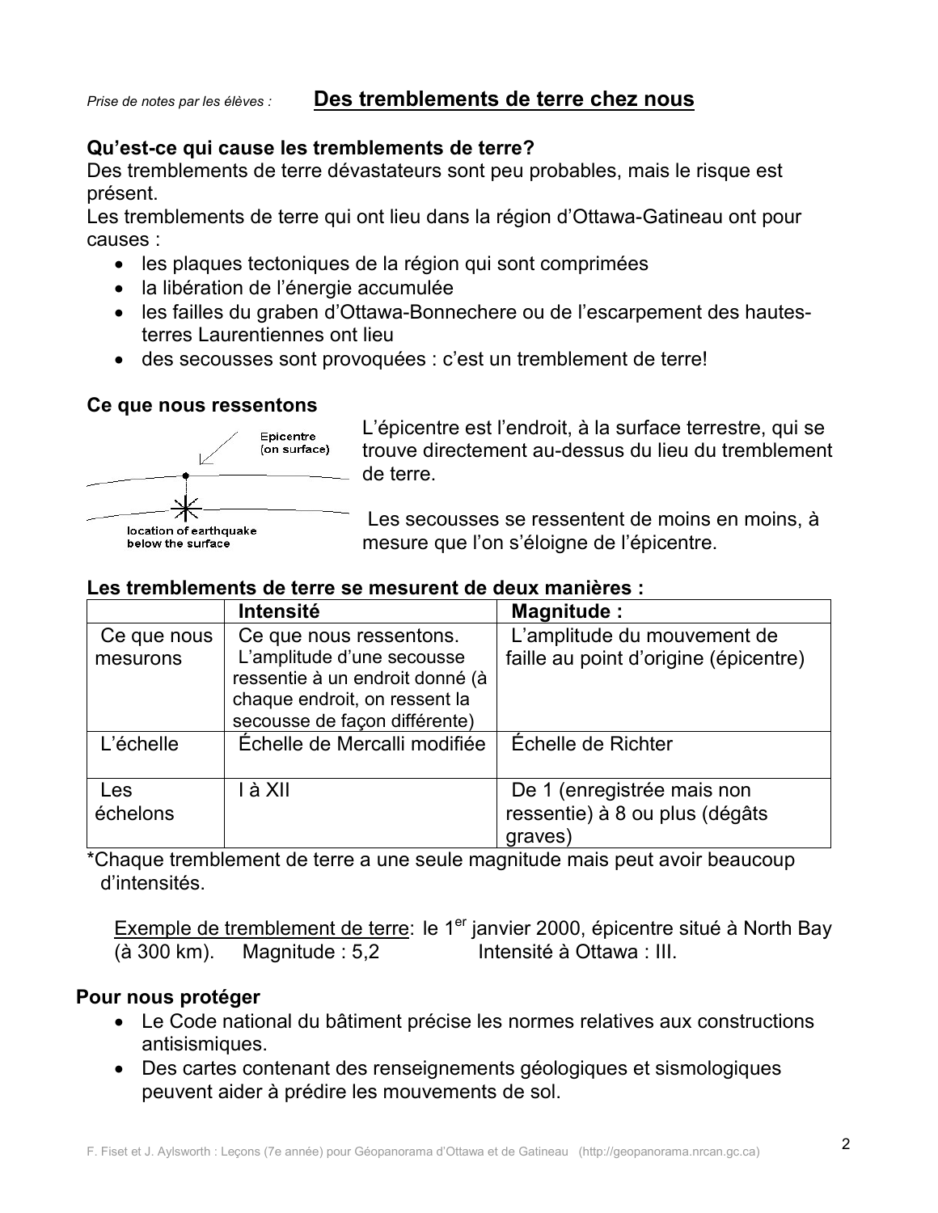*Prise de notes par les élèves :* **Des tremblements de terre chez nous**

### Qu'est-ce qui cause les tremblements de terre?

Des tremblements de terre dévastateurs sont peu probables, mais le risque est présent.

Les tremblements de terre qui ont lieu dans la région d'Ottawa-Gatineau ont pour causes :

- les plaques tectoniques de la région qui sont comprimées
- la libération de l'énergie accumulée
- les failles du graben d'Ottawa-Bonnechere ou de l'escarpement des hautes-terres Laurentiennes ont lieu
- des secousses sont provoquées : c'est un tremblement de terre!

### Ce que nous ressentons

Epicentre (on surface)

location of earthquake below the surface

L'épicentre est l'endroit, à la surface terrestre, qui se trouve directement au-dessus du lieu du tremblement de terre.

Les secousses se ressentent de moins en moins, à mesure que l'on s'éloigne de l'épicentre.

### Les tremblements de terre se mesurent de deux manières :

| | **Intensité** | **Magnitude :** |
|---|---|---|
| Ce que nous mesurons | Ce que nous ressentons. L'amplitude d'une secousse ressentie à un endroit donné (à chaque endroit, on ressent la secousse de façon différente) | L'amplitude du mouvement de faille au point d'origine (épicentre) |
| L'échelle | Échelle de Mercalli modifiée | Échelle de Richter |
| Les échelons | I à XII | De 1 (enregistrée mais non ressentie) à 8 ou plus (dégâts graves) |

*Chaque tremblement de terre a une seule magnitude mais peut avoir beaucoup d'intensités.

Exemple de tremblement de terre: le 1er janvier 2000, épicentre situé à North Bay (à 300 km). Magnitude : 5,2 Intensité à Ottawa : III.

### Pour nous protéger

- Le Code national du bâtiment précise les normes relatives aux constructions antisismiques.
- Des cartes contenant des renseignements géologiques et sismologiques peuvent aider à prédire les mouvements de sol.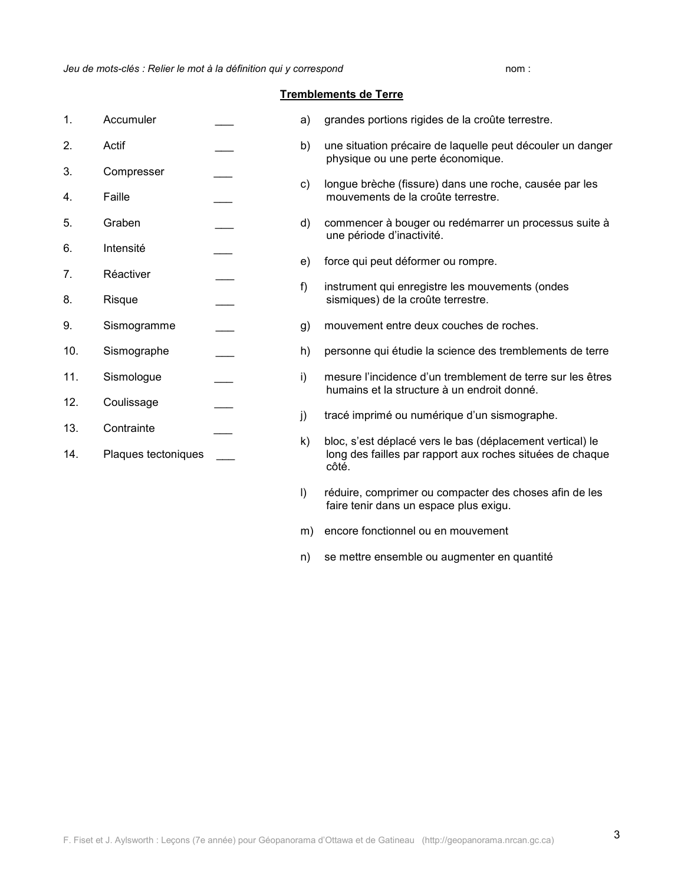*Jeu de mots-clés : Relier le mot à la définition qui y correspond* nom :

## Tremblements de Terre

1. Accumuler ___
2. Actif ___
3. Compresser ___
4. Faille ___
5. Graben ___
6. Intensité ___
7. Réactiver ___
8. Risque ___
9. Sismogramme ___
10. Sismographe ___
11. Sismologue ___
12. Coulissage ___
13. Contrainte ___
14. Plaques tectoniques ___

a) grandes portions rigides de la croûte terrestre.

b) une situation précaire de laquelle peut découler un danger physique ou une perte économique.

c) longue brèche (fissure) dans une roche, causée par les mouvements de la croûte terrestre.

d) commencer à bouger ou redémarrer un processus suite à une période d'inactivité.

e) force qui peut déformer ou rompre.

f) instrument qui enregistre les mouvements (ondes sismiques) de la croûte terrestre.

g) mouvement entre deux couches de roches.

h) personne qui étudie la science des tremblements de terre

i) mesure l'incidence d'un tremblement de terre sur les êtres humains et la structure à un endroit donné.

j) tracé imprimé ou numérique d'un sismographe.

k) bloc, s'est déplacé vers le bas (déplacement vertical) le long des failles par rapport aux roches situées de chaque côté.

l) réduire, comprimer ou compacter des choses afin de les faire tenir dans un espace plus exigu.

m) encore fonctionnel ou en mouvement

n) se mettre ensemble ou augmenter en quantité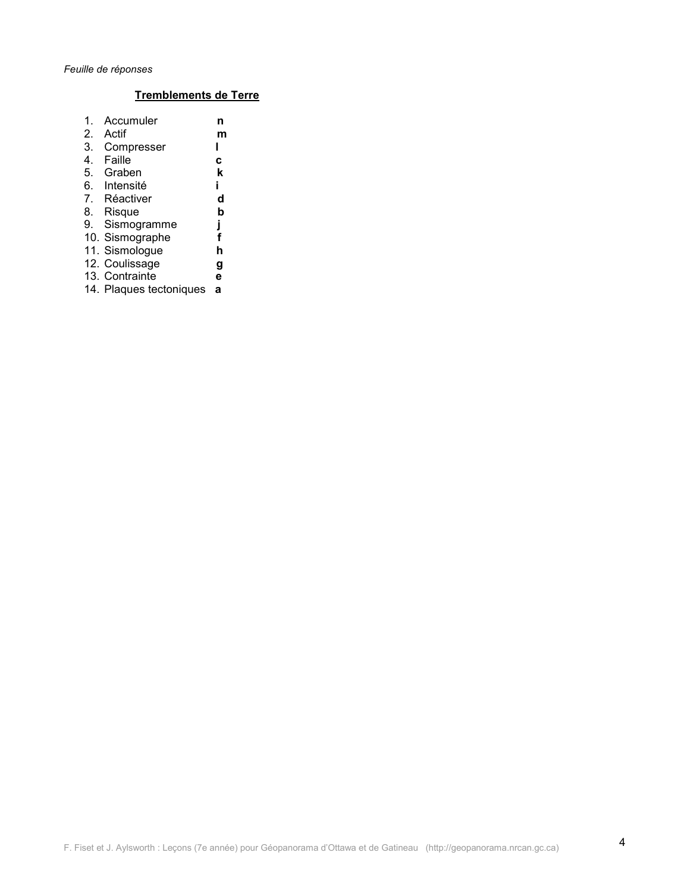*Feuille de réponses*

## Tremblements de Terre

1. Accumuler **n**
2. Actif **m**
3. Compresser **l**
4. Faille **c**
5. Graben **k**
6. Intensité **i**
7. Réactiver **d**
8. Risque **b**
9. Sismogramme **j**
10. Sismographe **f**
11. Sismologue **h**
12. Coulissage **g**
13. Contrainte **e**
14. Plaques tectoniques **a**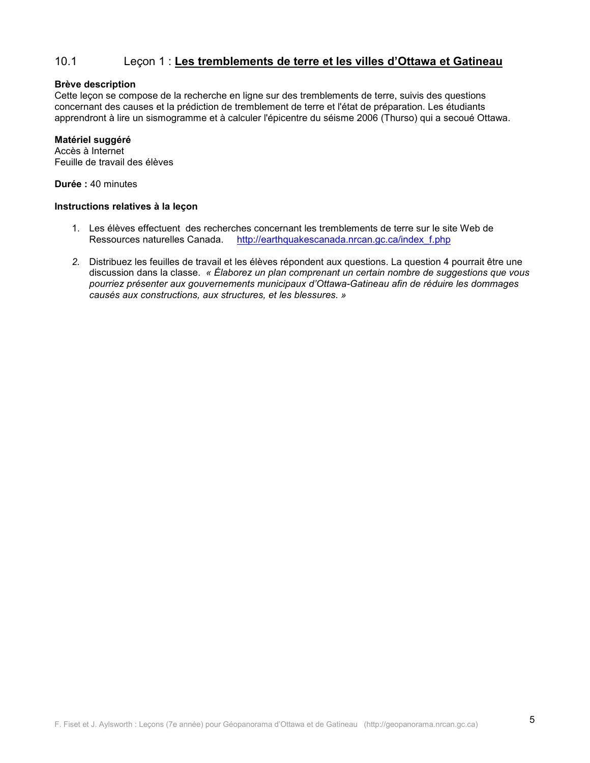## 10.1 Leçon 1 : **Les tremblements de terre et les villes d'Ottawa et Gatineau**

**Brève description**
Cette leçon se compose de la recherche en ligne sur des tremblements de terre, suivis des questions concernant des causes et la prédiction de tremblement de terre et l'état de préparation. Les étudiants apprendront à lire un sismogramme et à calculer l'épicentre du séisme 2006 (Thurso) qui a secoué Ottawa.

**Matériel suggéré**
Accès à Internet
Feuille de travail des élèves

**Durée :** 40 minutes

**Instructions relatives à la leçon**

1. Les élèves effectuent des recherches concernant les tremblements de terre sur le site Web de Ressources naturelles Canada. http://earthquakescanada.nrcan.gc.ca/index_f.php

2. Distribuez les feuilles de travail et les élèves répondent aux questions. La question 4 pourrait être une discussion dans la classe. *« Élaborez un plan comprenant un certain nombre de suggestions que vous pourriez présenter aux gouvernements municipaux d'Ottawa-Gatineau afin de réduire les dommages causés aux constructions, aux structures, et les blessures. »*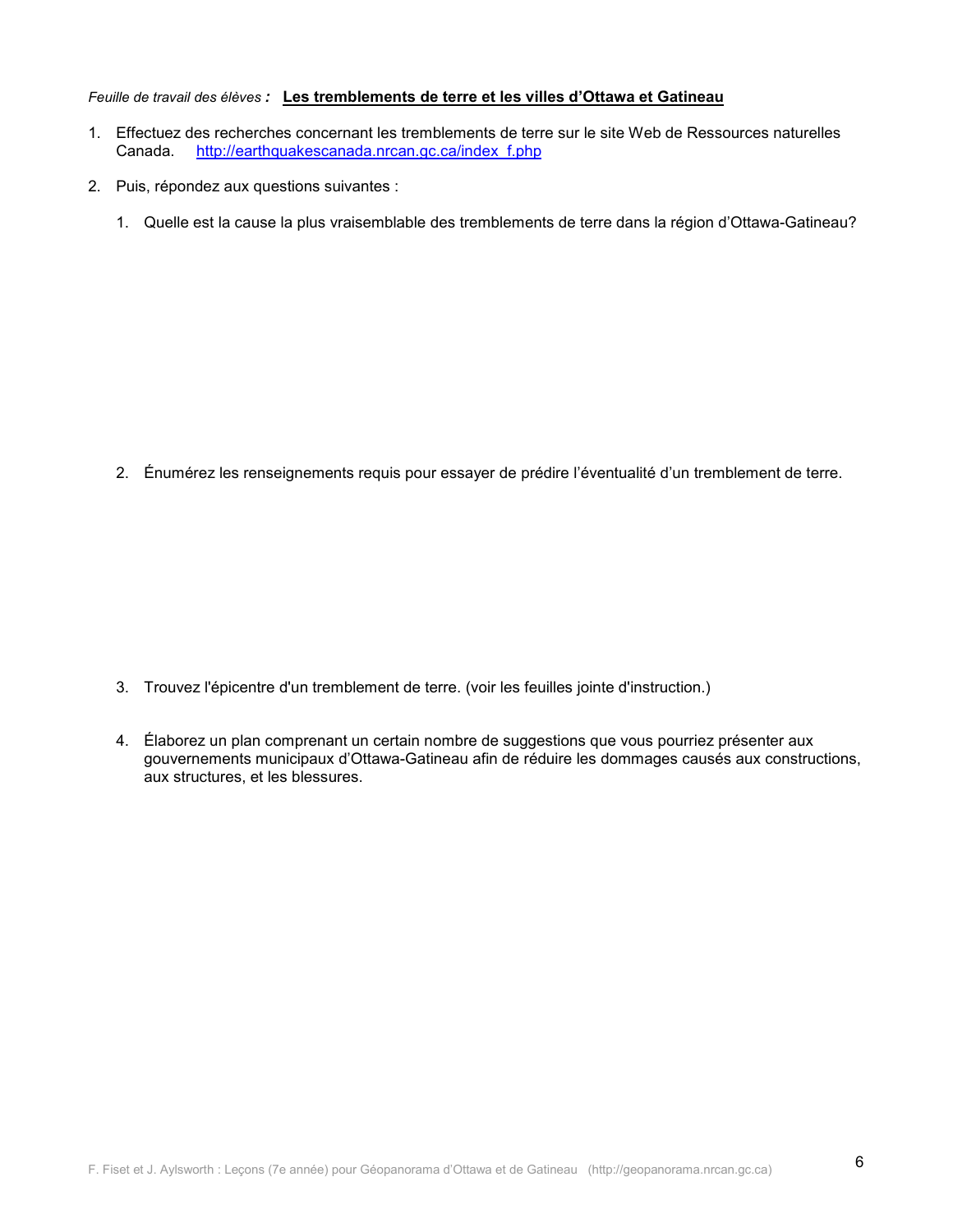*Feuille de travail des élèves* **:** **Les tremblements de terre et les villes d'Ottawa et Gatineau**

1. Effectuez des recherches concernant les tremblements de terre sur le site Web de Ressources naturelles Canada. http://earthquakescanada.nrcan.gc.ca/index_f.php

2. Puis, répondez aux questions suivantes :

    1. Quelle est la cause la plus vraisemblable des tremblements de terre dans la région d'Ottawa-Gatineau?

    2. Énumérez les renseignements requis pour essayer de prédire l'éventualité d'un tremblement de terre.

    3. Trouvez l'épicentre d'un tremblement de terre. (voir les feuilles jointe d'instruction.)

    4. Élaborez un plan comprenant un certain nombre de suggestions que vous pourriez présenter aux gouvernements municipaux d'Ottawa-Gatineau afin de réduire les dommages causés aux constructions, aux structures, et les blessures.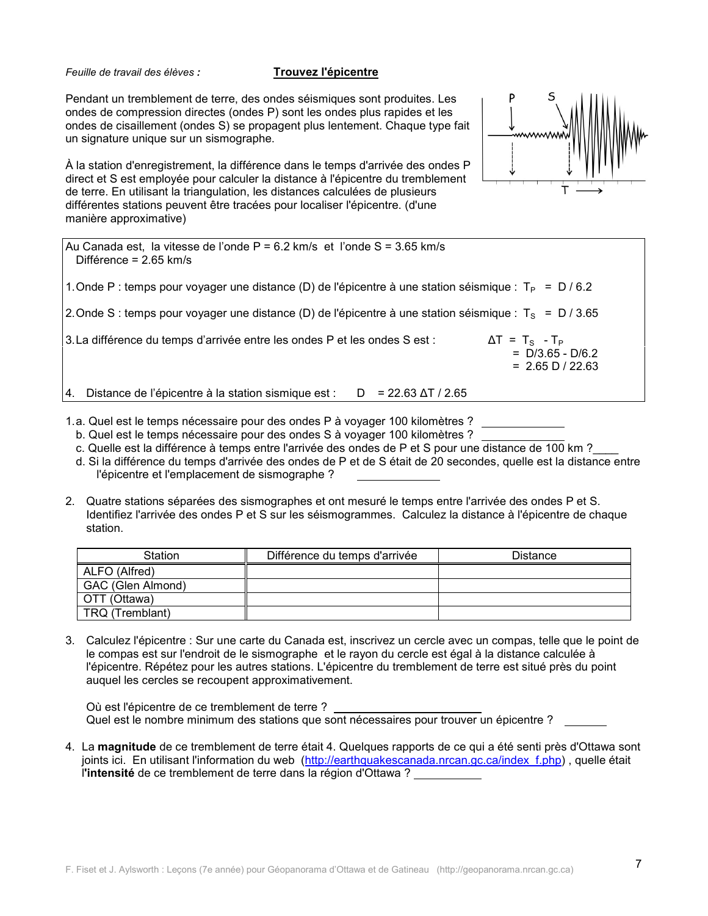*Feuille de travail des élèves :* **Trouvez l'épicentre**

Pendant un tremblement de terre, des ondes séismiques sont produites. Les ondes de compression directes (ondes P) sont les ondes plus rapides et les ondes de cisaillement (ondes S) se propagent plus lentement. Chaque type fait un signature unique sur un sismographe.

À la station d'enregistrement, la différence dans le temps d'arrivée des ondes P direct et S est employée pour calculer la distance à l'épicentre du tremblement de terre. En utilisant la triangulation, les distances calculées de plusieurs différentes stations peuvent être tracées pour localiser l'épicentre. (d'une manière approximative)

Au Canada est, la vitesse de l'onde P = 6.2 km/s et l'onde S = 3.65 km/s
Différence = 2.65 km/s

1. Onde P : temps pour voyager une distance (D) de l'épicentre à une station séismique : $T_P = D / 6.2$

2. Onde S : temps pour voyager une distance (D) de l'épicentre à une station séismique : $T_S = D / 3.65$

3. La différence du temps d'arrivée entre les ondes P et les ondes S est :

$$\Delta T = T_S - T_P = D/3.65 - D/6.2 = 2.65\,D / 22.63$$

4. Distance de l'épicentre à la station sismique est : $D = 22.63\,\Delta T / 2.65$

1. a. Quel est le temps nécessaire pour des ondes P à voyager 100 kilomètres ? ____________
   b. Quel est le temps nécessaire pour des ondes S à voyager 100 kilomètres ? ____________
   c. Quelle est la différence à temps entre l'arrivée des ondes de P et S pour une distance de 100 km ?____
   d. Si la différence du temps d'arrivée des ondes de P et de S était de 20 secondes, quelle est la distance entre l'épicentre et l'emplacement de sismographe ? ____________

2. Quatre stations séparées des sismographes et ont mesuré le temps entre l'arrivée des ondes P et S. Identifiez l'arrivée des ondes P et S sur les séismogrammes. Calculez la distance à l'épicentre de chaque station.

| Station | Différence du temps d'arrivée | Distance |
|---|---|---|
| ALFO (Alfred) | | |
| GAC (Glen Almond) | | |
| OTT (Ottawa) | | |
| TRQ (Tremblant) | | |

3. Calculez l'épicentre : Sur une carte du Canada est, inscrivez un cercle avec un compas, telle que le point de le compas est sur l'endroit de le sismographe et le rayon du cercle est égal à la distance calculée à l'épicentre. Répétez pour les autres stations. L'épicentre du tremblement de terre est situé près du point auquel les cercles se recoupent approximativement.

   Où est l'épicentre de ce tremblement de terre ? ______________________
   Quel est le nombre minimum des stations que sont nécessaires pour trouver un épicentre ? ________

4. La **magnitude** de ce tremblement de terre était 4. Quelques rapports de ce qui a été senti près d'Ottawa sont joints ici. En utilisant l'information du web (http://earthquakescanada.nrcan.gc.ca/index_f.php) , quelle était l'**intensité** de ce tremblement de terre dans la région d'Ottawa ? ____________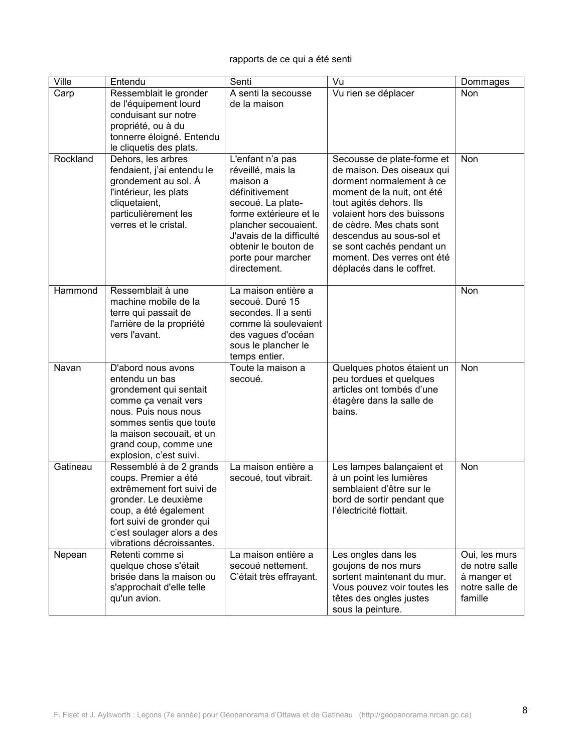rapports de ce qui a été senti

| Ville | Entendu | Senti | Vu | Dommages |
|---|---|---|---|---|
| Carp | Ressemblait le gronder de l'équipement lourd conduisant sur notre propriété, ou à du tonnerre éloigné. Entendu le cliquetis des plats. | A senti la secousse de la maison | Vu rien se déplacer | Non |
| Rockland | Dehors, les arbres fendaient, j'ai entendu le grondement au sol. À l'intérieur, les plats cliquetaient, particulièrement les verres et le cristal. | L'enfant n'a pas réveillé, mais la maison a définitivement secoué. La plate-forme extérieure et le plancher secouaient. J'avais de la difficulté obtenir le bouton de porte pour marcher directement. | Secousse de plate-forme et de maison. Des oiseaux qui dorment normalement à ce moment de la nuit, ont été tout agités dehors. Ils volaient hors des buissons de cèdre. Mes chats sont descendus au sous-sol et se sont cachés pendant un moment. Des verres ont été déplacés dans le coffret. | Non |
| Hammond | Ressemblait à une machine mobile de la terre qui passait de l'arrière de la propriété vers l'avant. | La maison entière a secoué. Duré 15 secondes. Il a senti comme là soulevaient des vagues d'océan sous le plancher le temps entier. | | Non |
| Navan | D'abord nous avons entendu un bas grondement qui sentait comme ça venait vers nous. Puis nous nous sommes sentis que toute la maison secouait, et un grand coup, comme une explosion, c'est suivi. | Toute la maison a secoué. | Quelques photos étaient un peu tordues et quelques articles ont tombés d'une étagère dans la salle de bains. | Non |
| Gatineau | Ressemblé à de 2 grands coups. Premier a été extrêmement fort suivi de gronder. Le deuxième coup, a été également fort suivi de gronder qui c'est soulager alors a des vibrations décroissantes. | La maison entière a secoué, tout vibrait. | Les lampes balançaient et à un point les lumières semblaient d'être sur le bord de sortir pendant que l'électricité flottait. | Non |
| Nepean | Retenti comme si quelque chose s'était brisée dans la maison ou s'approchait d'elle telle qu'un avion. | La maison entière a secoué nettement. C'était très effrayant. | Les ongles dans les goujons de nos murs sortent maintenant du mur. Vous pouvez voir toutes les têtes des ongles justes sous la peinture. | Oui, les murs de notre salle à manger et notre salle de famille |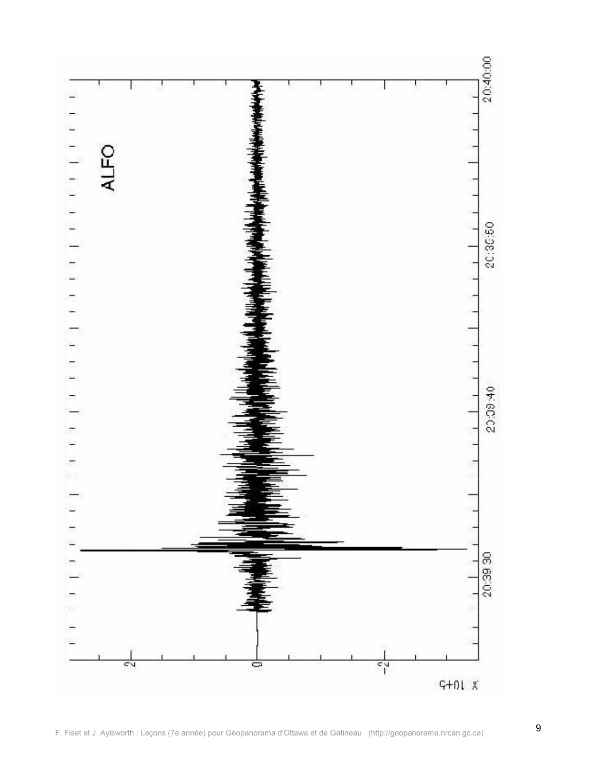ALFO

20:39:30

20:39:40

20:39:50

20:40:00

2

0

-2

X 10+5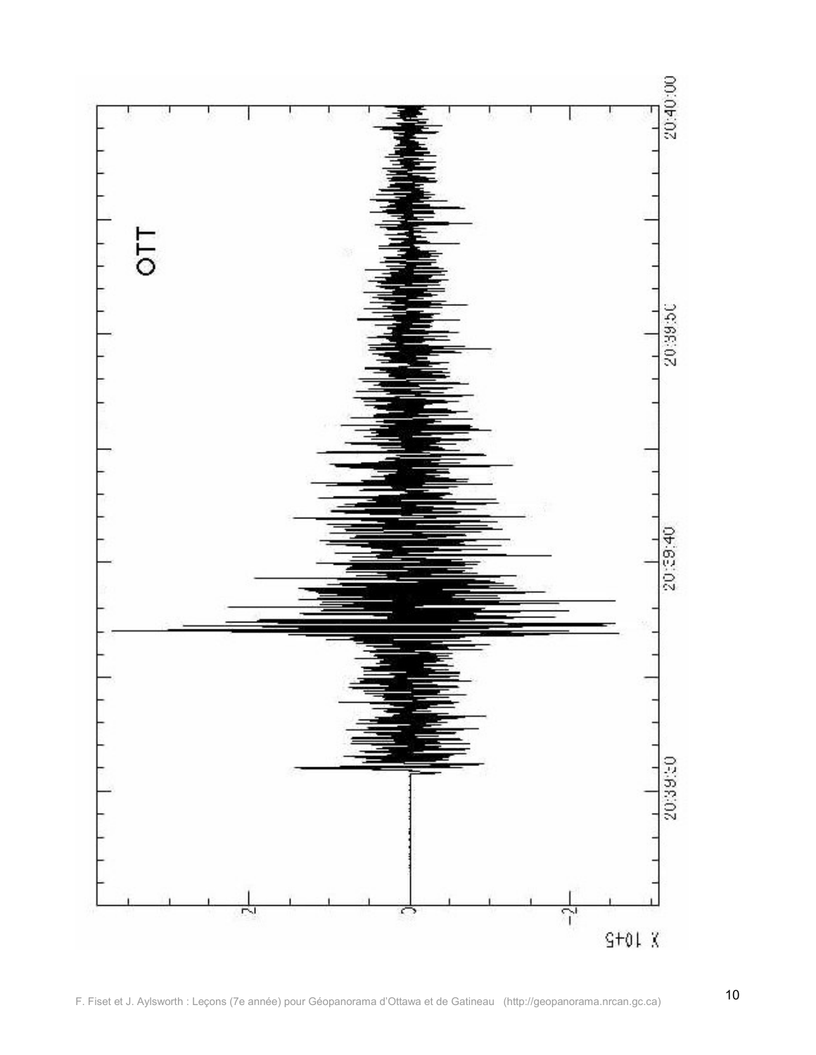OTT

20:39:20 — 20:39:40 — 20:39:50 — 20:40:00

2
0
-2

X 10+5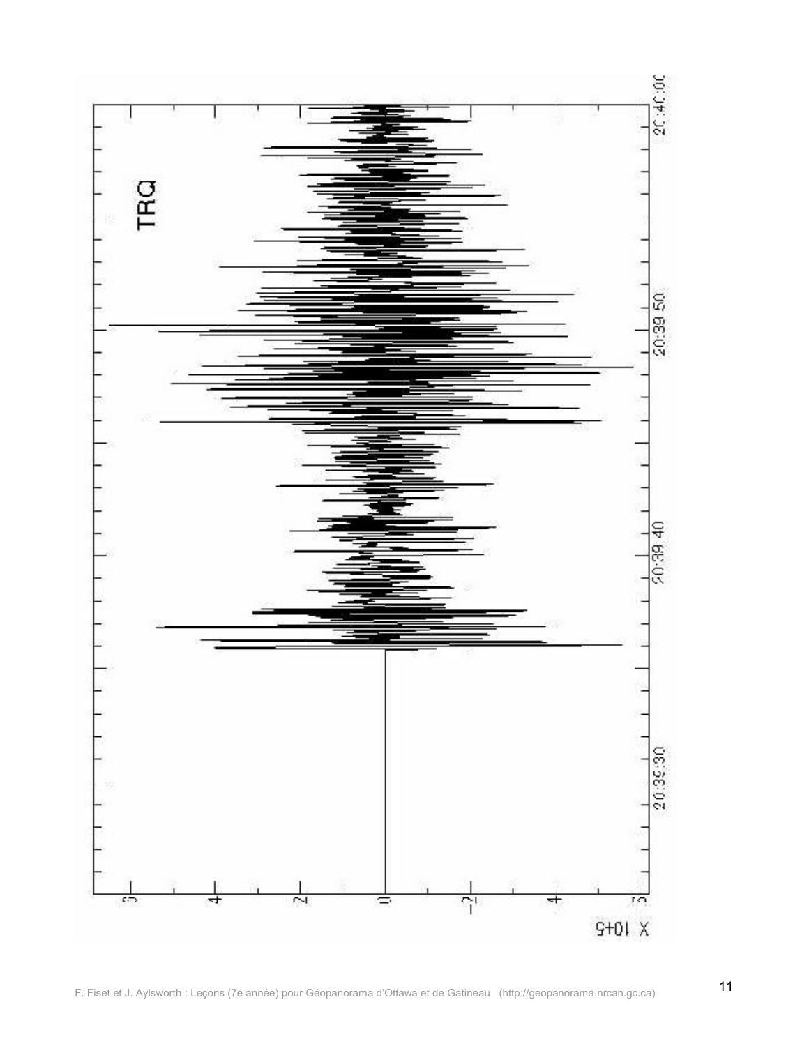TRQ

20:39:30 20:39:40 20:39:50 20:40:00

6 4 2 0 -2 -4 -6

X 10+5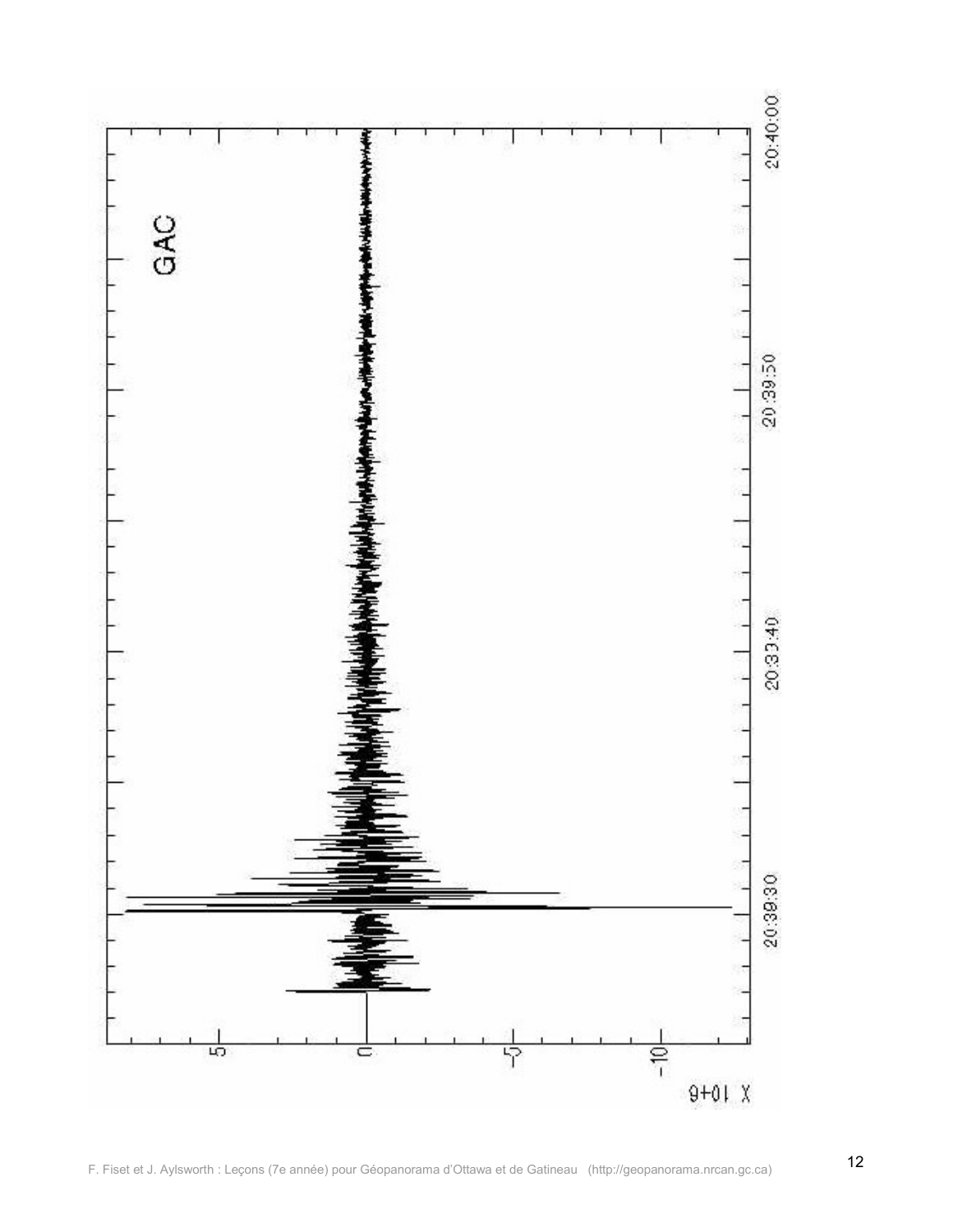GAC

X 10+6

5, 0, -5, -10

20:39:30, 20:39:40, 20:39:50, 20:40:00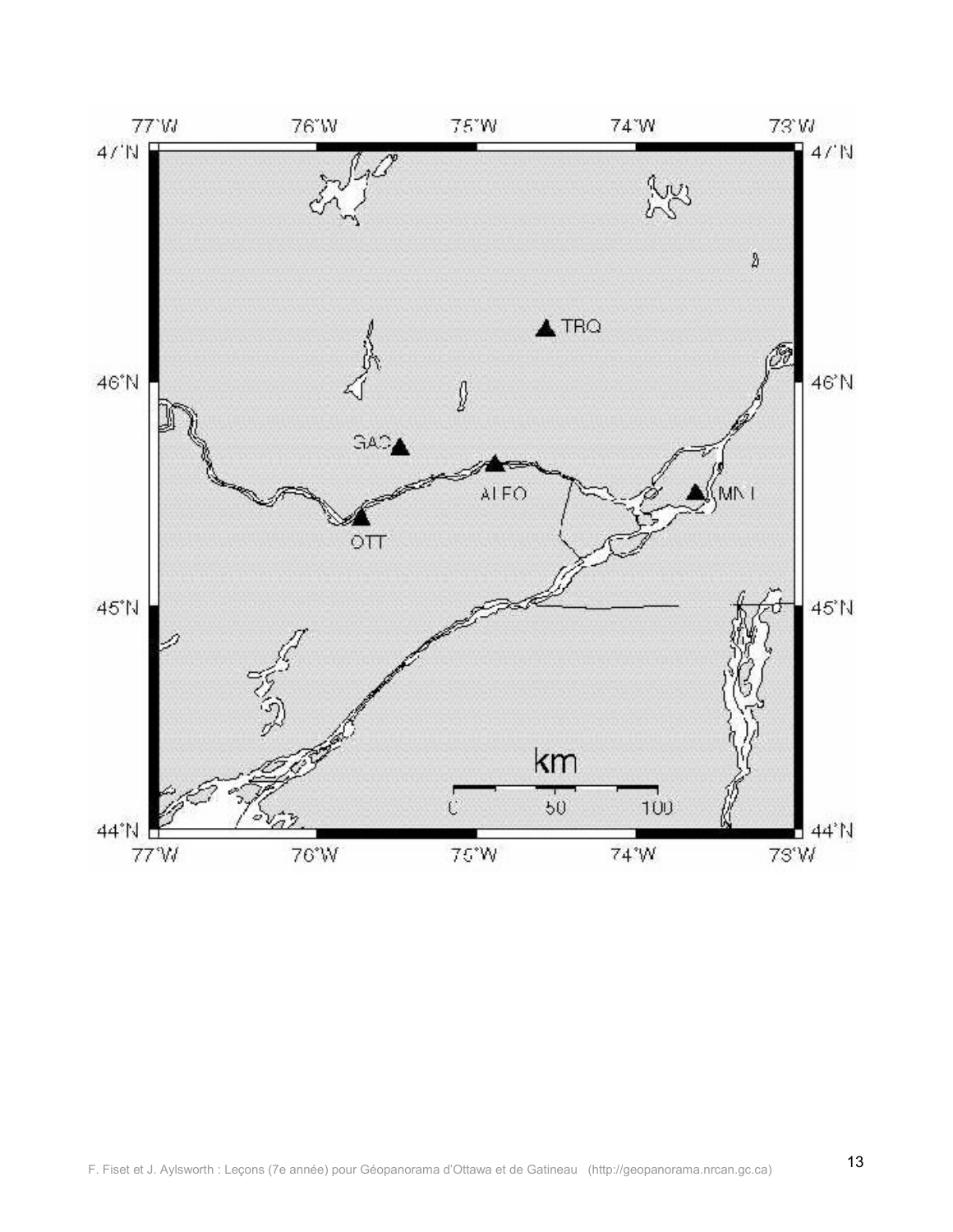77°W 76°W 75°W 74°W 73°W

47°N 47°N

46°N 46°N

45°N 45°N

44°N 44°N

77°W 76°W 75°W 74°W 73°W

TRQ

GAC

ALFO

MNT

OTT

km

0 50 100